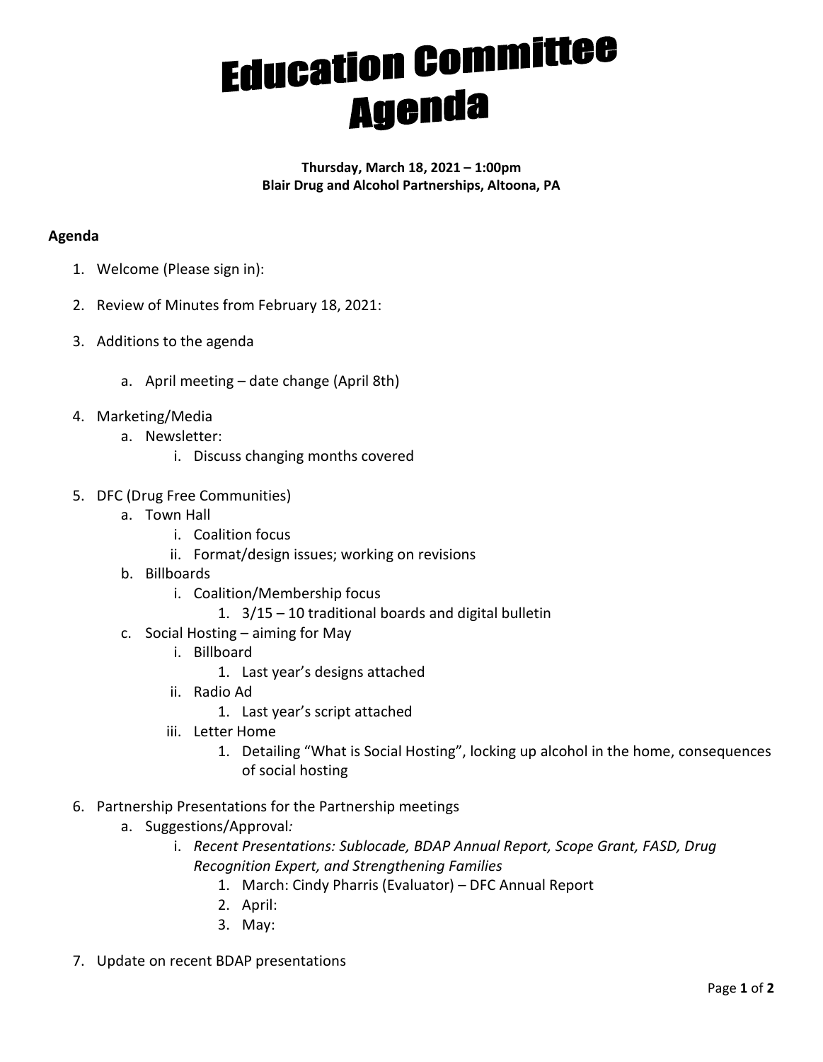# Education Committee Agenda

**Thursday, March 18, 2021 – 1:00pm**
**Blair Drug and Alcohol Partnerships, Altoona, PA**

**Agenda**

1. Welcome (Please sign in):
2. Review of Minutes from February 18, 2021:
3. Additions to the agenda
    a. April meeting – date change (April 8th)
4. Marketing/Media
    a. Newsletter:
        i. Discuss changing months covered
5. DFC (Drug Free Communities)
    a. Town Hall
        i. Coalition focus
        ii. Format/design issues; working on revisions
    b. Billboards
        i. Coalition/Membership focus
            1. 3/15 – 10 traditional boards and digital bulletin
    c. Social Hosting – aiming for May
        i. Billboard
            1. Last year's designs attached
        ii. Radio Ad
            1. Last year's script attached
        iii. Letter Home
            1. Detailing "What is Social Hosting", locking up alcohol in the home, consequences of social hosting
6. Partnership Presentations for the Partnership meetings
    a. Suggestions/Approval*:*
        i. *Recent Presentations: Sublocade, BDAP Annual Report, Scope Grant, FASD, Drug Recognition Expert, and Strengthening Families*
            1. March: Cindy Pharris (Evaluator) – DFC Annual Report
            2. April:
            3. May:
7. Update on recent BDAP presentations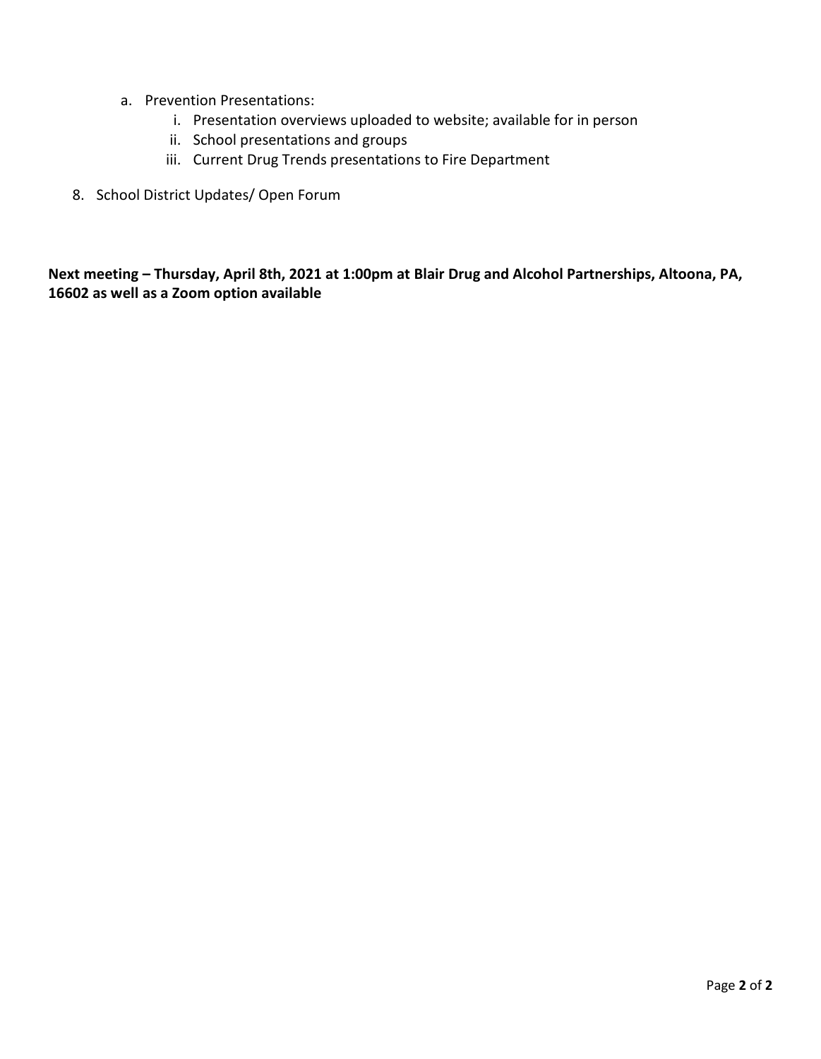a. Prevention Presentations:
    i. Presentation overviews uploaded to website; available for in person
    ii. School presentations and groups
    iii. Current Drug Trends presentations to Fire Department

8. School District Updates/ Open Forum

**Next meeting – Thursday, April 8th, 2021 at 1:00pm at Blair Drug and Alcohol Partnerships, Altoona, PA, 16602 as well as a Zoom option available**